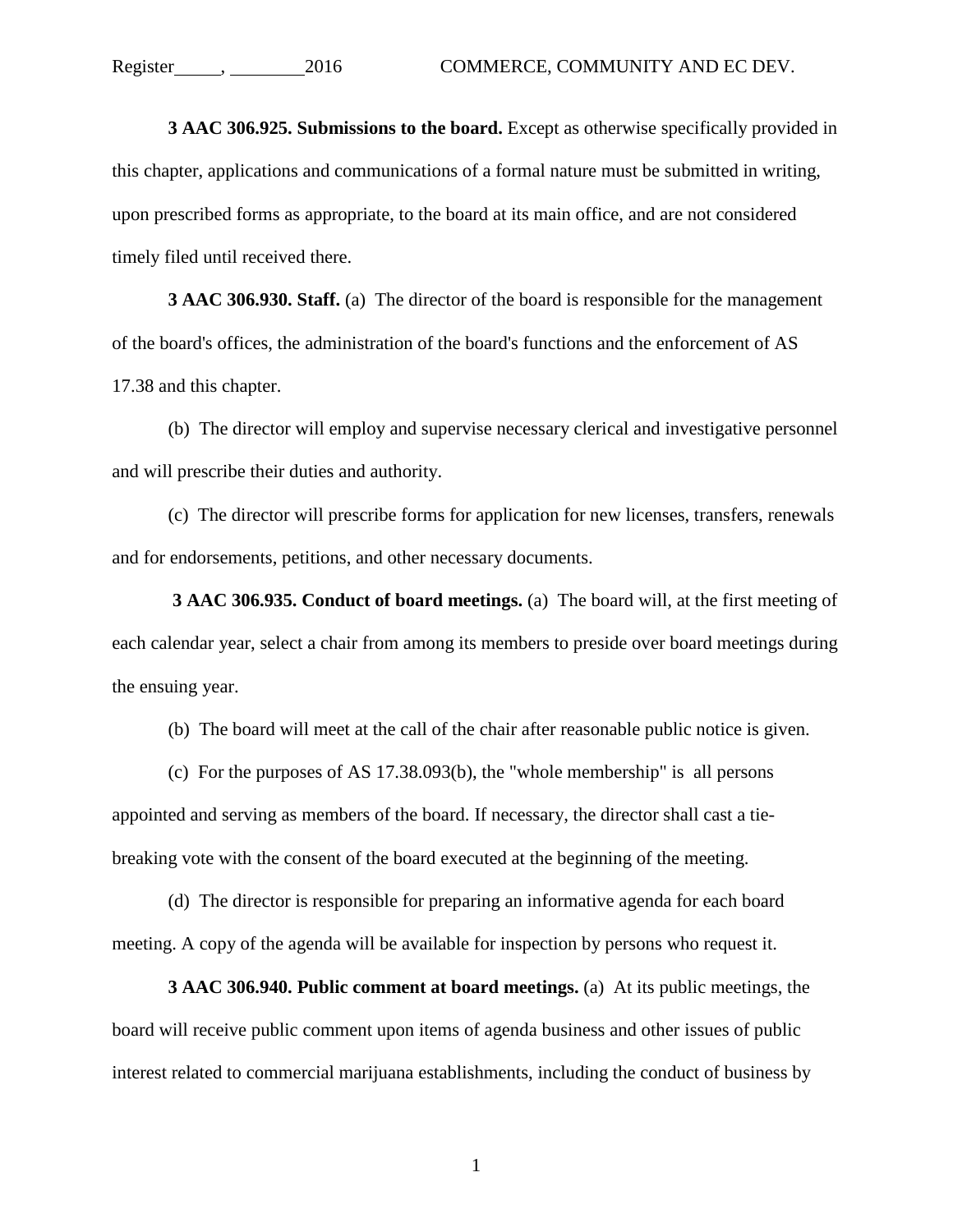**3 AAC 306.925. Submissions to the board.** Except as otherwise specifically provided in this chapter, applications and communications of a formal nature must be submitted in writing, upon prescribed forms as appropriate, to the board at its main office, and are not considered timely filed until received there.

**3 AAC 306.930. Staff.** (a) The director of the board is responsible for the management of the board's offices, the administration of the board's functions and the enforcement of AS 17.38 and this chapter.

(b) The director will employ and supervise necessary clerical and investigative personnel and will prescribe their duties and authority.

(c) The director will prescribe forms for application for new licenses, transfers, renewals and for endorsements, petitions, and other necessary documents.

**3 AAC 306.935. Conduct of board meetings.** (a) The board will, at the first meeting of each calendar year, select a chair from among its members to preside over board meetings during the ensuing year.

(b) The board will meet at the call of the chair after reasonable public notice is given.

(c) For the purposes of AS 17.38.093(b), the "whole membership" is all persons appointed and serving as members of the board. If necessary, the director shall cast a tie-breaking vote with the consent of the board executed at the beginning of the meeting.

(d) The director is responsible for preparing an informative agenda for each board meeting. A copy of the agenda will be available for inspection by persons who request it.

**3 AAC 306.940. Public comment at board meetings.** (a) At its public meetings, the board will receive public comment upon items of agenda business and other issues of public interest related to commercial marijuana establishments, including the conduct of business by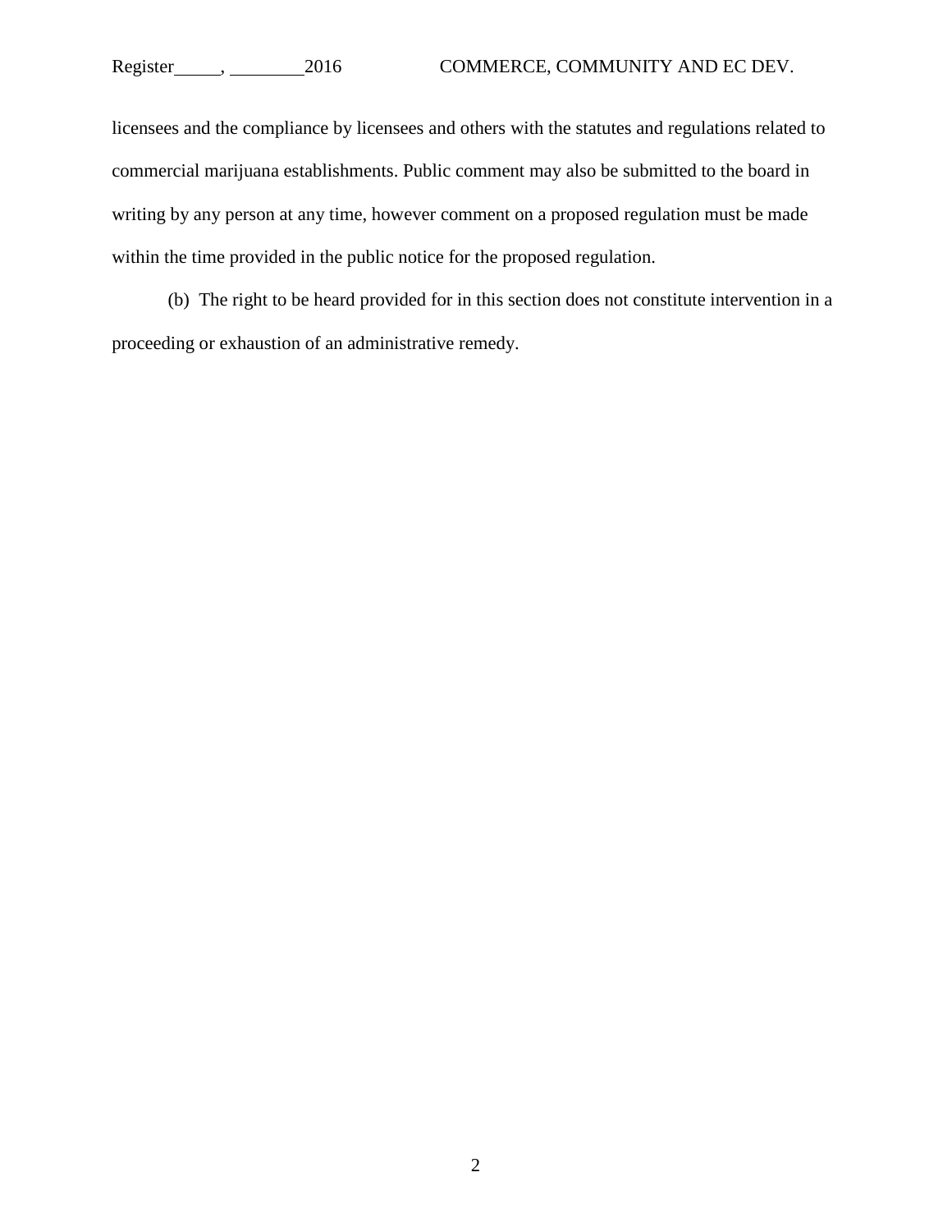licensees and the compliance by licensees and others with the statutes and regulations related to commercial marijuana establishments. Public comment may also be submitted to the board in writing by any person at any time, however comment on a proposed regulation must be made within the time provided in the public notice for the proposed regulation.

(b) The right to be heard provided for in this section does not constitute intervention in a proceeding or exhaustion of an administrative remedy.